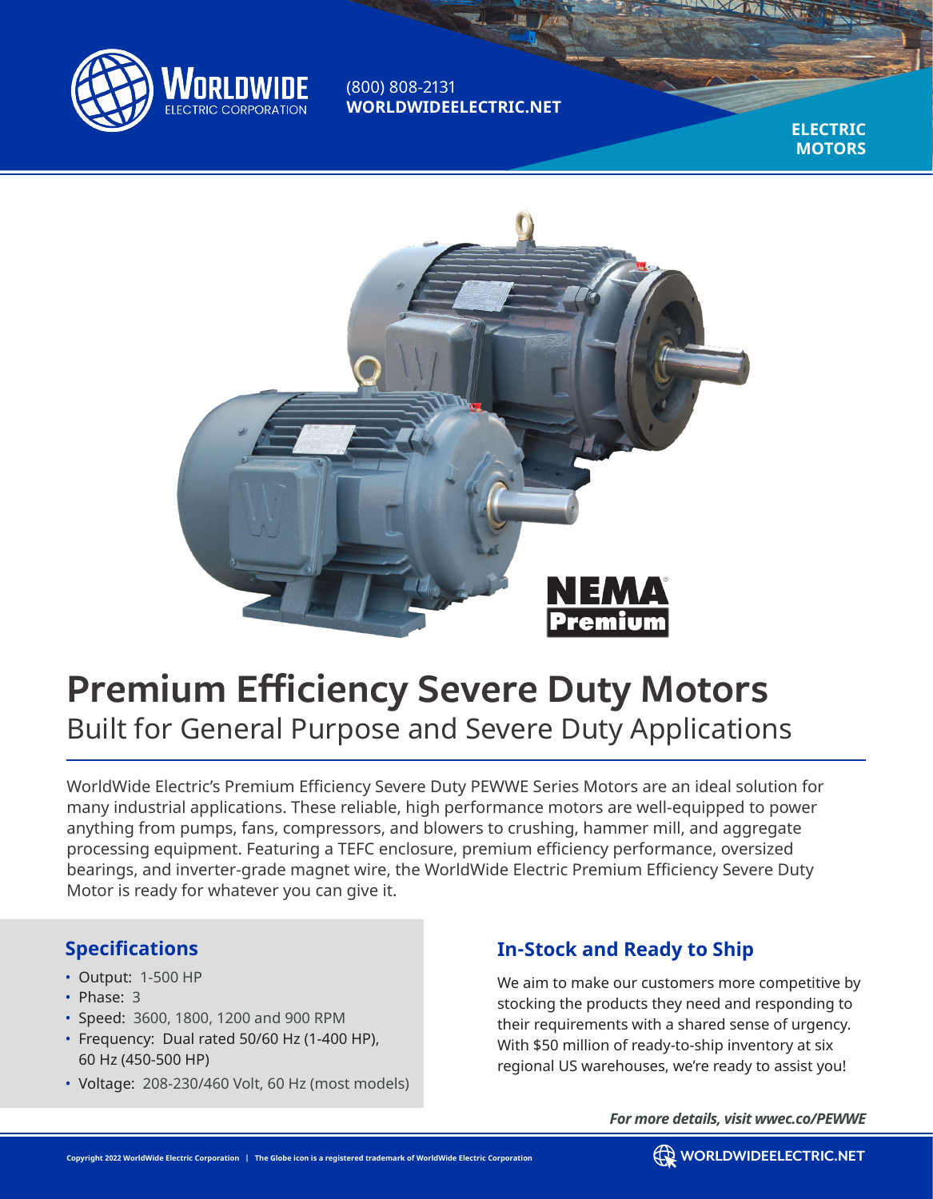WORLDWIDE ELECTRIC CORPORATION

(800) 808-2131
**WORLDWIDEELECTRIC.NET**

**ELECTRIC MOTORS**

NEMA Premium

# Premium Efficiency Severe Duty Motors

## Built for General Purpose and Severe Duty Applications

WorldWide Electric's Premium Efficiency Severe Duty PEWWE Series Motors are an ideal solution for many industrial applications. These reliable, high performance motors are well-equipped to power anything from pumps, fans, compressors, and blowers to crushing, hammer mill, and aggregate processing equipment. Featuring a TEFC enclosure, premium efficiency performance, oversized bearings, and inverter-grade magnet wire, the WorldWide Electric Premium Efficiency Severe Duty Motor is ready for whatever you can give it.

### Specifications

- Output: 1-500 HP
- Phase: 3
- Speed: 3600, 1800, 1200 and 900 RPM
- Frequency: Dual rated 50/60 Hz (1-400 HP), 60 Hz (450-500 HP)
- Voltage: 208-230/460 Volt, 60 Hz (most models)

### In-Stock and Ready to Ship

We aim to make our customers more competitive by stocking the products they need and responding to their requirements with a shared sense of urgency. With $50 million of ready-to-ship inventory at six regional US warehouses, we're ready to assist you!

***For more details, visit wwec.co/PEWWE***

Copyright 2022 WorldWide Electric Corporation | The Globe icon is a registered trademark of WorldWide Electric Corporation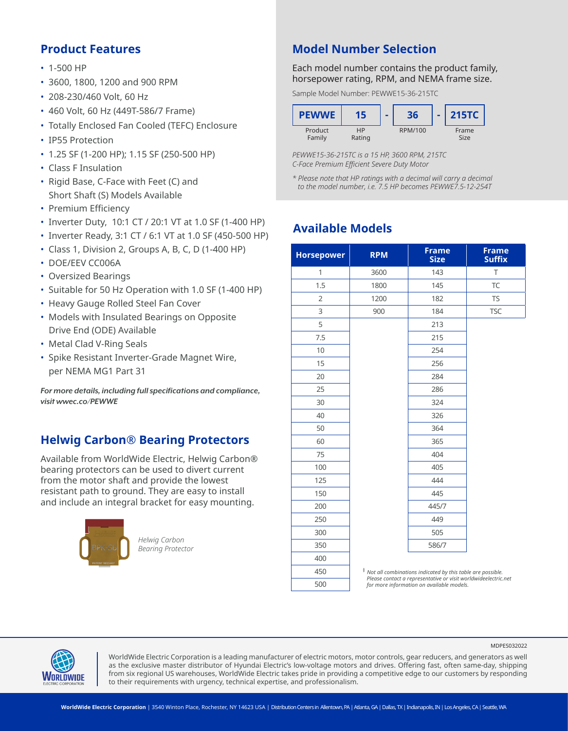## Product Features

- 1-500 HP
- 3600, 1800, 1200 and 900 RPM
- 208-230/460 Volt, 60 Hz
- 460 Volt, 60 Hz (449T-586/7 Frame)
- Totally Enclosed Fan Cooled (TEFC) Enclosure
- IP55 Protection
- 1.25 SF (1-200 HP); 1.15 SF (250-500 HP)
- Class F Insulation
- Rigid Base, C-Face with Feet (C) and Short Shaft (S) Models Available
- Premium Efficiency
- Inverter Duty, 10:1 CT / 20:1 VT at 1.0 SF (1-400 HP)
- Inverter Ready, 3:1 CT / 6:1 VT at 1.0 SF (450-500 HP)
- Class 1, Division 2, Groups A, B, C, D (1-400 HP)
- DOE/EEV CC006A
- Oversized Bearings
- Suitable for 50 Hz Operation with 1.0 SF (1-400 HP)
- Heavy Gauge Rolled Steel Fan Cover
- Models with Insulated Bearings on Opposite Drive End (ODE) Available
- Metal Clad V-Ring Seals
- Spike Resistant Inverter-Grade Magnet Wire, per NEMA MG1 Part 31

***For more details, including full specifications and compliance, visit wwec.co/PEWWE***

## Helwig Carbon® Bearing Protectors

Available from WorldWide Electric, Helwig Carbon® bearing protectors can be used to divert current from the motor shaft and provide the lowest resistant path to ground. They are easy to install and include an integral bracket for easy mounting.

*Helwig Carbon Bearing Protector*

## Model Number Selection

Each model number contains the product family, horsepower rating, RPM, and NEMA frame size.

Sample Model Number: PEWWE15-36-215TC

| PEWWE | 15 | - | 36 | - | 215TC |
|---|---|---|---|---|---|
| Product Family | HP Rating | | RPM/100 | | Frame Size |

*PEWWE15-36-215TC is a 15 HP, 3600 RPM, 215TC C-Face Premium Efficient Severe Duty Motor*

*\* Please note that HP ratings with a decimal will carry a decimal to the model number, i.e. 7.5 HP becomes PEWWE7.5-12-254T*

## Available Models

| Horsepower | RPM | Frame Size | Frame Suffix |
|---|---|---|---|
| 1 | 3600 | 143 | T |
| 1.5 | 1800 | 145 | TC |
| 2 | 1200 | 182 | TS |
| 3 | 900 | 184 | TSC |
| 5 | | 213 | |
| 7.5 | | 215 | |
| 10 | | 254 | |
| 15 | | 256 | |
| 20 | | 284 | |
| 25 | | 286 | |
| 30 | | 324 | |
| 40 | | 326 | |
| 50 | | 364 | |
| 60 | | 365 | |
| 75 | | 404 | |
| 100 | | 405 | |
| 125 | | 444 | |
| 150 | | 445 | |
| 200 | | 445/7 | |
| 250 | | 449 | |
| 300 | | 505 | |
| 350 | | 586/7 | |
| 400 | | | |
| 450 | | | |
| 500 | | | |

*‡ Not all combinations indicated by this table are possible. Please contact a representative or visit worldwideelectric.net for more information on available models.*

MDPES032022

WorldWide Electric Corporation is a leading manufacturer of electric motors, motor controls, gear reducers, and generators as well as the exclusive master distributor of Hyundai Electric's low-voltage motors and drives. Offering fast, often same-day, shipping from six regional US warehouses, WorldWide Electric takes pride in providing a competitive edge to our customers by responding to their requirements with urgency, technical expertise, and professionalism.

**WorldWide Electric Corporation** | 3540 Winton Place, Rochester, NY 14623 USA | Distribution Centers in Allentown, PA | Atlanta, GA | Dallas, TX | Indianapolis, IN | Los Angeles, CA | Seattle, WA